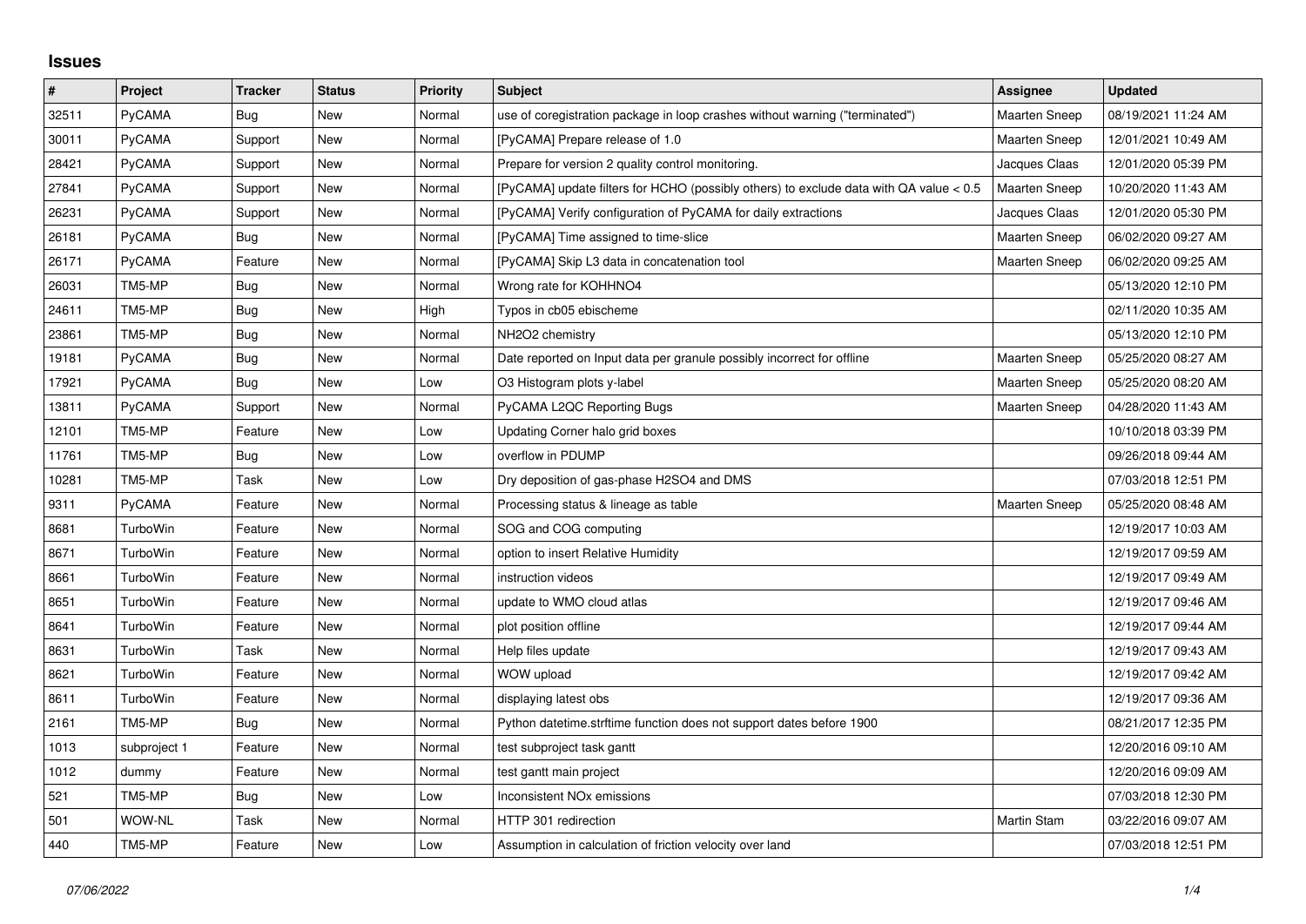# Issues

| # | Project | Tracker | Status | Priority | Subject | Assignee | Updated |
|---|---|---|---|---|---|---|---|
| 32511 | PyCAMA | Bug | New | Normal | use of coregistration package in loop crashes without warning ("terminated") | Maarten Sneep | 08/19/2021 11:24 AM |
| 30011 | PyCAMA | Support | New | Normal | [PyCAMA] Prepare release of 1.0 | Maarten Sneep | 12/01/2021 10:49 AM |
| 28421 | PyCAMA | Support | New | Normal | Prepare for version 2 quality control monitoring. | Jacques Claas | 12/01/2020 05:39 PM |
| 27841 | PyCAMA | Support | New | Normal | [PyCAMA] update filters for HCHO (possibly others) to exclude data with QA value < 0.5 | Maarten Sneep | 10/20/2020 11:43 AM |
| 26231 | PyCAMA | Support | New | Normal | [PyCAMA] Verify configuration of PyCAMA for daily extractions | Jacques Claas | 12/01/2020 05:30 PM |
| 26181 | PyCAMA | Bug | New | Normal | [PyCAMA] Time assigned to time-slice | Maarten Sneep | 06/02/2020 09:27 AM |
| 26171 | PyCAMA | Feature | New | Normal | [PyCAMA] Skip L3 data in concatenation tool | Maarten Sneep | 06/02/2020 09:25 AM |
| 26031 | TM5-MP | Bug | New | Normal | Wrong rate for KOHHNO4 | | 05/13/2020 12:10 PM |
| 24611 | TM5-MP | Bug | New | High | Typos in cb05 ebischeme | | 02/11/2020 10:35 AM |
| 23861 | TM5-MP | Bug | New | Normal | NH2O2 chemistry | | 05/13/2020 12:10 PM |
| 19181 | PyCAMA | Bug | New | Normal | Date reported on Input data per granule possibly incorrect for offline | Maarten Sneep | 05/25/2020 08:27 AM |
| 17921 | PyCAMA | Bug | New | Low | O3 Histogram plots y-label | Maarten Sneep | 05/25/2020 08:20 AM |
| 13811 | PyCAMA | Support | New | Normal | PyCAMA L2QC Reporting Bugs | Maarten Sneep | 04/28/2020 11:43 AM |
| 12101 | TM5-MP | Feature | New | Low | Updating Corner halo grid boxes | | 10/10/2018 03:39 PM |
| 11761 | TM5-MP | Bug | New | Low | overflow in PDUMP | | 09/26/2018 09:44 AM |
| 10281 | TM5-MP | Task | New | Low | Dry deposition of gas-phase H2SO4 and DMS | | 07/03/2018 12:51 PM |
| 9311 | PyCAMA | Feature | New | Normal | Processing status & lineage as table | Maarten Sneep | 05/25/2020 08:48 AM |
| 8681 | TurboWin | Feature | New | Normal | SOG and COG computing | | 12/19/2017 10:03 AM |
| 8671 | TurboWin | Feature | New | Normal | option to insert Relative Humidity | | 12/19/2017 09:59 AM |
| 8661 | TurboWin | Feature | New | Normal | instruction videos | | 12/19/2017 09:49 AM |
| 8651 | TurboWin | Feature | New | Normal | update to WMO cloud atlas | | 12/19/2017 09:46 AM |
| 8641 | TurboWin | Feature | New | Normal | plot position offline | | 12/19/2017 09:44 AM |
| 8631 | TurboWin | Task | New | Normal | Help files update | | 12/19/2017 09:43 AM |
| 8621 | TurboWin | Feature | New | Normal | WOW upload | | 12/19/2017 09:42 AM |
| 8611 | TurboWin | Feature | New | Normal | displaying latest obs | | 12/19/2017 09:36 AM |
| 2161 | TM5-MP | Bug | New | Normal | Python datetime.strftime function does not support dates before 1900 | | 08/21/2017 12:35 PM |
| 1013 | subproject 1 | Feature | New | Normal | test subproject task gantt | | 12/20/2016 09:10 AM |
| 1012 | dummy | Feature | New | Normal | test gantt main project | | 12/20/2016 09:09 AM |
| 521 | TM5-MP | Bug | New | Low | Inconsistent NOx emissions | | 07/03/2018 12:30 PM |
| 501 | WOW-NL | Task | New | Normal | HTTP 301 redirection | Martin Stam | 03/22/2016 09:07 AM |
| 440 | TM5-MP | Feature | New | Low | Assumption in calculation of friction velocity over land | | 07/03/2018 12:51 PM |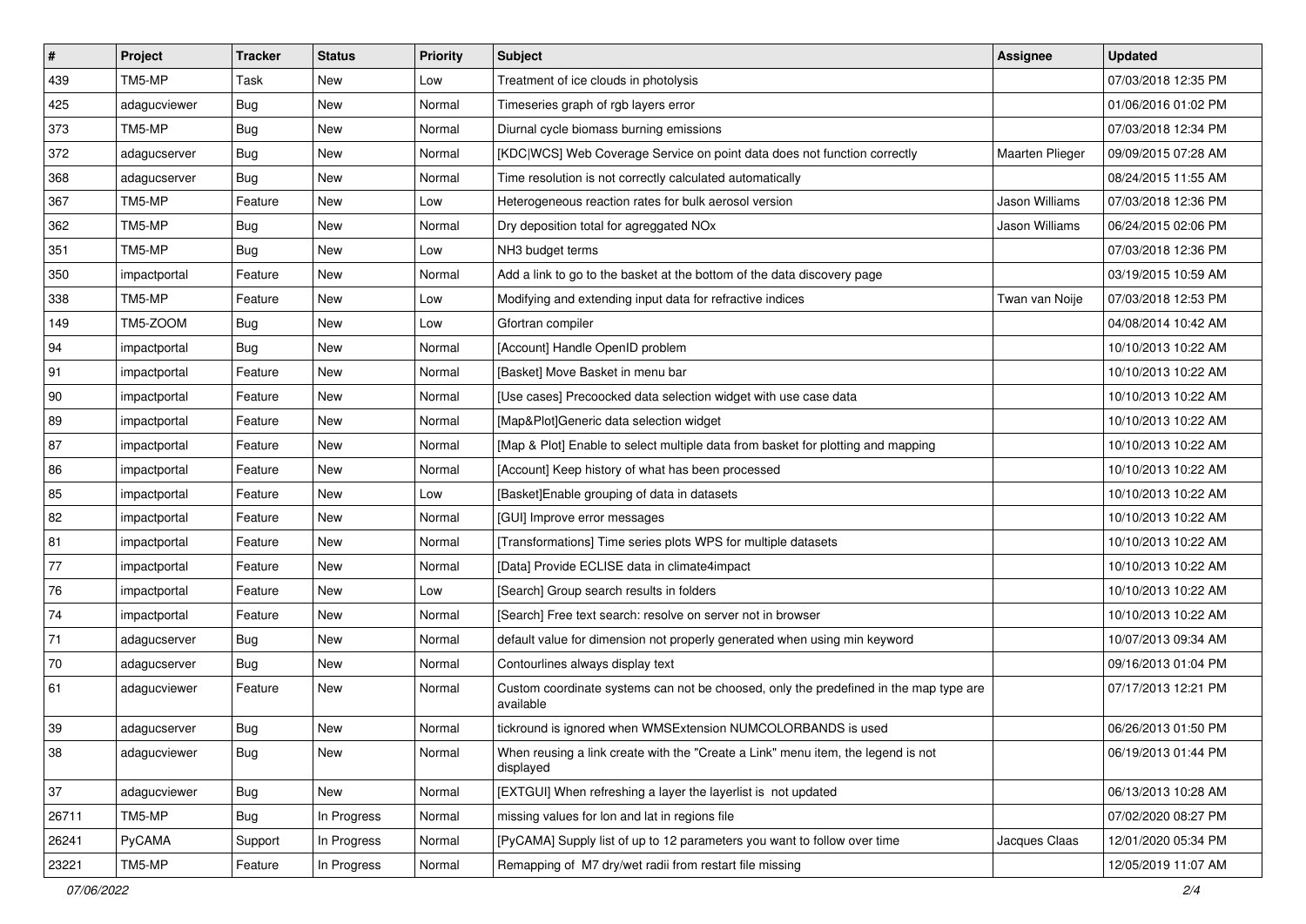| # | Project | Tracker | Status | Priority | Subject | Assignee | Updated |
|---|---|---|---|---|---|---|---|
| 439 | TM5-MP | Task | New | Low | Treatment of ice clouds in photolysis | | 07/03/2018 12:35 PM |
| 425 | adagucviewer | Bug | New | Normal | Timeseries graph of rgb layers error | | 01/06/2016 01:02 PM |
| 373 | TM5-MP | Bug | New | Normal | Diurnal cycle biomass burning emissions | | 07/03/2018 12:34 PM |
| 372 | adagucserver | Bug | New | Normal | [KDC\|WCS] Web Coverage Service on point data does not function correctly | Maarten Plieger | 09/09/2015 07:28 AM |
| 368 | adagucserver | Bug | New | Normal | Time resolution is not correctly calculated automatically | | 08/24/2015 11:55 AM |
| 367 | TM5-MP | Feature | New | Low | Heterogeneous reaction rates for bulk aerosol version | Jason Williams | 07/03/2018 12:36 PM |
| 362 | TM5-MP | Bug | New | Normal | Dry deposition total for agreggated NOx | Jason Williams | 06/24/2015 02:06 PM |
| 351 | TM5-MP | Bug | New | Low | NH3 budget terms | | 07/03/2018 12:36 PM |
| 350 | impactportal | Feature | New | Normal | Add a link to go to the basket at the bottom of the data discovery page | | 03/19/2015 10:59 AM |
| 338 | TM5-MP | Feature | New | Low | Modifying and extending input data for refractive indices | Twan van Noije | 07/03/2018 12:53 PM |
| 149 | TM5-ZOOM | Bug | New | Low | Gfortran compiler | | 04/08/2014 10:42 AM |
| 94 | impactportal | Bug | New | Normal | [Account] Handle OpenID problem | | 10/10/2013 10:22 AM |
| 91 | impactportal | Feature | New | Normal | [Basket] Move Basket in menu bar | | 10/10/2013 10:22 AM |
| 90 | impactportal | Feature | New | Normal | [Use cases] Precoocked data selection widget with use case data | | 10/10/2013 10:22 AM |
| 89 | impactportal | Feature | New | Normal | [Map&Plot]Generic data selection widget | | 10/10/2013 10:22 AM |
| 87 | impactportal | Feature | New | Normal | [Map & Plot] Enable to select multiple data from basket for plotting and mapping | | 10/10/2013 10:22 AM |
| 86 | impactportal | Feature | New | Normal | [Account] Keep history of what has been processed | | 10/10/2013 10:22 AM |
| 85 | impactportal | Feature | New | Low | [Basket]Enable grouping of data in datasets | | 10/10/2013 10:22 AM |
| 82 | impactportal | Feature | New | Normal | [GUI] Improve error messages | | 10/10/2013 10:22 AM |
| 81 | impactportal | Feature | New | Normal | [Transformations] Time series plots WPS for multiple datasets | | 10/10/2013 10:22 AM |
| 77 | impactportal | Feature | New | Normal | [Data] Provide ECLISE data in climate4impact | | 10/10/2013 10:22 AM |
| 76 | impactportal | Feature | New | Low | [Search] Group search results in folders | | 10/10/2013 10:22 AM |
| 74 | impactportal | Feature | New | Normal | [Search] Free text search: resolve on server not in browser | | 10/10/2013 10:22 AM |
| 71 | adagucserver | Bug | New | Normal | default value for dimension not properly generated when using min keyword | | 10/07/2013 09:34 AM |
| 70 | adagucserver | Bug | New | Normal | Contourlines always display text | | 09/16/2013 01:04 PM |
| 61 | adagucviewer | Feature | New | Normal | Custom coordinate systems can not be choosed, only the predefined in the map type are available | | 07/17/2013 12:21 PM |
| 39 | adagucserver | Bug | New | Normal | tickround is ignored when WMSExtension NUMCOLORBANDS is used | | 06/26/2013 01:50 PM |
| 38 | adagucviewer | Bug | New | Normal | When reusing a link create with the "Create a Link" menu item, the legend is not displayed | | 06/19/2013 01:44 PM |
| 37 | adagucviewer | Bug | New | Normal | [EXTGUI] When refreshing a layer the layerlist is not updated | | 06/13/2013 10:28 AM |
| 26711 | TM5-MP | Bug | In Progress | Normal | missing values for lon and lat in regions file | | 07/02/2020 08:27 PM |
| 26241 | PyCAMA | Support | In Progress | Normal | [PyCAMA] Supply list of up to 12 parameters you want to follow over time | Jacques Claas | 12/01/2020 05:34 PM |
| 23221 | TM5-MP | Feature | In Progress | Normal | Remapping of M7 dry/wet radii from restart file missing | | 12/05/2019 11:07 AM |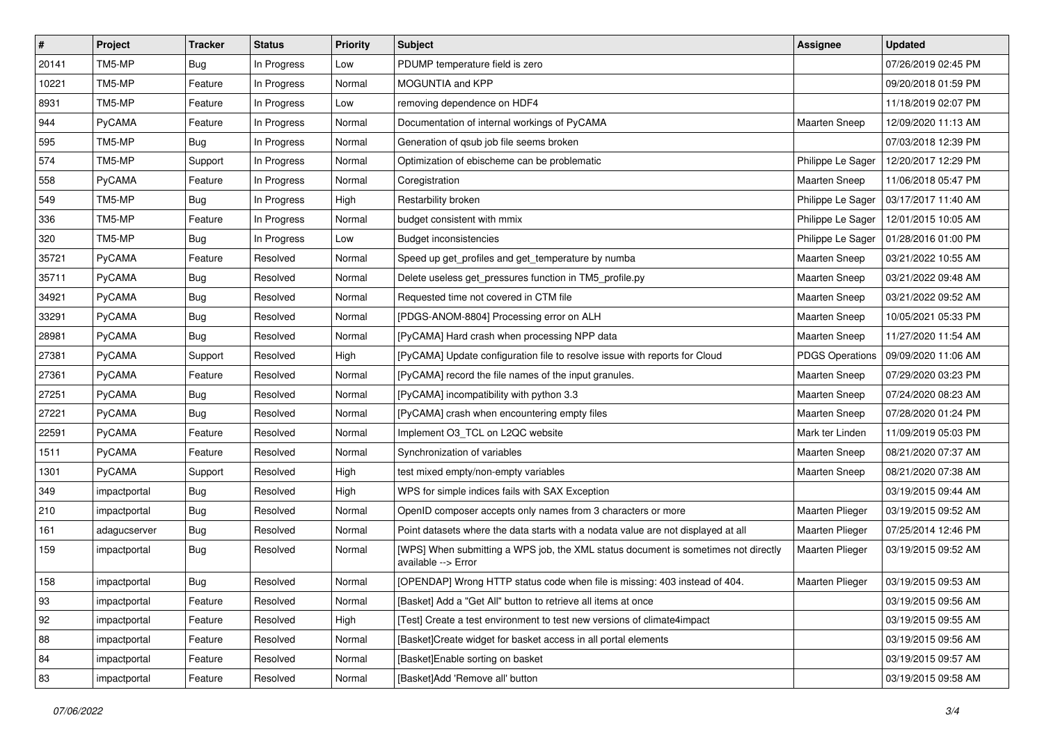| # | Project | Tracker | Status | Priority | Subject | Assignee | Updated |
| --- | --- | --- | --- | --- | --- | --- | --- |
| 20141 | TM5-MP | Bug | In Progress | Low | PDUMP temperature field is zero | | 07/26/2019 02:45 PM |
| 10221 | TM5-MP | Feature | In Progress | Normal | MOGUNTIA and KPP | | 09/20/2018 01:59 PM |
| 8931 | TM5-MP | Feature | In Progress | Low | removing dependence on HDF4 | | 11/18/2019 02:07 PM |
| 944 | PyCAMA | Feature | In Progress | Normal | Documentation of internal workings of PyCAMA | Maarten Sneep | 12/09/2020 11:13 AM |
| 595 | TM5-MP | Bug | In Progress | Normal | Generation of qsub job file seems broken | | 07/03/2018 12:39 PM |
| 574 | TM5-MP | Support | In Progress | Normal | Optimization of ebischeme can be problematic | Philippe Le Sager | 12/20/2017 12:29 PM |
| 558 | PyCAMA | Feature | In Progress | Normal | Coregistration | Maarten Sneep | 11/06/2018 05:47 PM |
| 549 | TM5-MP | Bug | In Progress | High | Restarbility broken | Philippe Le Sager | 03/17/2017 11:40 AM |
| 336 | TM5-MP | Feature | In Progress | Normal | budget consistent with mmix | Philippe Le Sager | 12/01/2015 10:05 AM |
| 320 | TM5-MP | Bug | In Progress | Low | Budget inconsistencies | Philippe Le Sager | 01/28/2016 01:00 PM |
| 35721 | PyCAMA | Feature | Resolved | Normal | Speed up get_profiles and get_temperature by numba | Maarten Sneep | 03/21/2022 10:55 AM |
| 35711 | PyCAMA | Bug | Resolved | Normal | Delete useless get_pressures function in TM5_profile.py | Maarten Sneep | 03/21/2022 09:48 AM |
| 34921 | PyCAMA | Bug | Resolved | Normal | Requested time not covered in CTM file | Maarten Sneep | 03/21/2022 09:52 AM |
| 33291 | PyCAMA | Bug | Resolved | Normal | [PDGS-ANOM-8804] Processing error on ALH | Maarten Sneep | 10/05/2021 05:33 PM |
| 28981 | PyCAMA | Bug | Resolved | Normal | [PyCAMA] Hard crash when processing NPP data | Maarten Sneep | 11/27/2020 11:54 AM |
| 27381 | PyCAMA | Support | Resolved | High | [PyCAMA] Update configuration file to resolve issue with reports for Cloud | PDGS Operations | 09/09/2020 11:06 AM |
| 27361 | PyCAMA | Feature | Resolved | Normal | [PyCAMA] record the file names of the input granules. | Maarten Sneep | 07/29/2020 03:23 PM |
| 27251 | PyCAMA | Bug | Resolved | Normal | [PyCAMA] incompatibility with python 3.3 | Maarten Sneep | 07/24/2020 08:23 AM |
| 27221 | PyCAMA | Bug | Resolved | Normal | [PyCAMA] crash when encountering empty files | Maarten Sneep | 07/28/2020 01:24 PM |
| 22591 | PyCAMA | Feature | Resolved | Normal | Implement O3_TCL on L2QC website | Mark ter Linden | 11/09/2019 05:03 PM |
| 1511 | PyCAMA | Feature | Resolved | Normal | Synchronization of variables | Maarten Sneep | 08/21/2020 07:37 AM |
| 1301 | PyCAMA | Support | Resolved | High | test mixed empty/non-empty variables | Maarten Sneep | 08/21/2020 07:38 AM |
| 349 | impactportal | Bug | Resolved | High | WPS for simple indices fails with SAX Exception | | 03/19/2015 09:44 AM |
| 210 | impactportal | Bug | Resolved | Normal | OpenID composer accepts only names from 3 characters or more | Maarten Plieger | 03/19/2015 09:52 AM |
| 161 | adagucserver | Bug | Resolved | Normal | Point datasets where the data starts with a nodata value are not displayed at all | Maarten Plieger | 07/25/2014 12:46 PM |
| 159 | impactportal | Bug | Resolved | Normal | [WPS] When submitting a WPS job, the XML status document is sometimes not directly available --> Error | Maarten Plieger | 03/19/2015 09:52 AM |
| 158 | impactportal | Bug | Resolved | Normal | [OPENDAP] Wrong HTTP status code when file is missing: 403 instead of 404. | Maarten Plieger | 03/19/2015 09:53 AM |
| 93 | impactportal | Feature | Resolved | Normal | [Basket] Add a "Get All" button to retrieve all items at once | | 03/19/2015 09:56 AM |
| 92 | impactportal | Feature | Resolved | High | [Test] Create a test environment to test new versions of climate4impact | | 03/19/2015 09:55 AM |
| 88 | impactportal | Feature | Resolved | Normal | [Basket]Create widget for basket access in all portal elements | | 03/19/2015 09:56 AM |
| 84 | impactportal | Feature | Resolved | Normal | [Basket]Enable sorting on basket | | 03/19/2015 09:57 AM |
| 83 | impactportal | Feature | Resolved | Normal | [Basket]Add 'Remove all' button | | 03/19/2015 09:58 AM |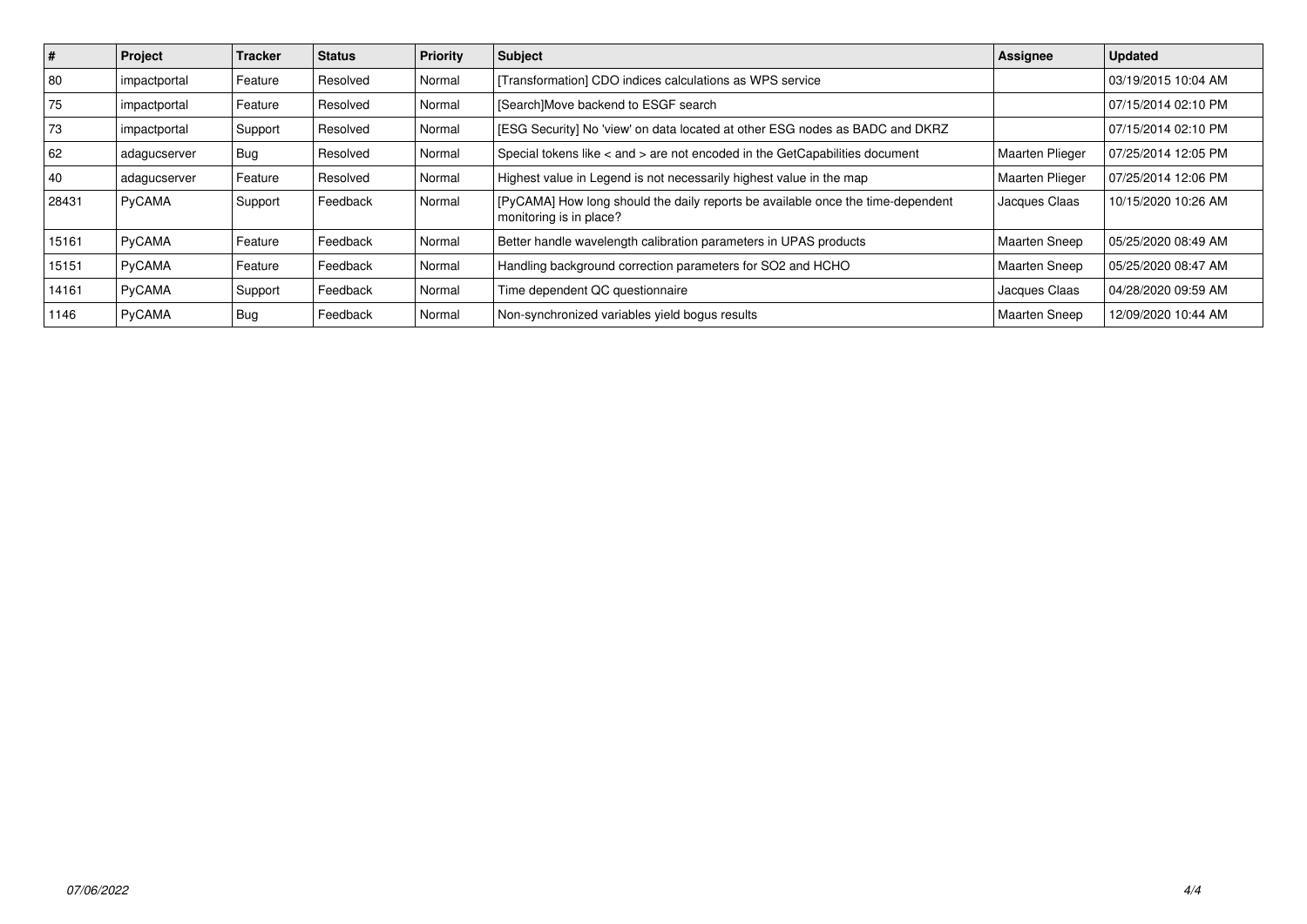| # | Project | Tracker | Status | Priority | Subject | Assignee | Updated |
| --- | --- | --- | --- | --- | --- | --- | --- |
| 80 | impactportal | Feature | Resolved | Normal | [Transformation] CDO indices calculations as WPS service | | 03/19/2015 10:04 AM |
| 75 | impactportal | Feature | Resolved | Normal | [Search]Move backend to ESGF search | | 07/15/2014 02:10 PM |
| 73 | impactportal | Support | Resolved | Normal | [ESG Security] No 'view' on data located at other ESG nodes as BADC and DKRZ | | 07/15/2014 02:10 PM |
| 62 | adagucserver | Bug | Resolved | Normal | Special tokens like < and > are not encoded in the GetCapabilities document | Maarten Plieger | 07/25/2014 12:05 PM |
| 40 | adagucserver | Feature | Resolved | Normal | Highest value in Legend is not necessarily highest value in the map | Maarten Plieger | 07/25/2014 12:06 PM |
| 28431 | PyCAMA | Support | Feedback | Normal | [PyCAMA] How long should the daily reports be available once the time-dependent monitoring is in place? | Jacques Claas | 10/15/2020 10:26 AM |
| 15161 | PyCAMA | Feature | Feedback | Normal | Better handle wavelength calibration parameters in UPAS products | Maarten Sneep | 05/25/2020 08:49 AM |
| 15151 | PyCAMA | Feature | Feedback | Normal | Handling background correction parameters for SO2 and HCHO | Maarten Sneep | 05/25/2020 08:47 AM |
| 14161 | PyCAMA | Support | Feedback | Normal | Time dependent QC questionnaire | Jacques Claas | 04/28/2020 09:59 AM |
| 1146 | PyCAMA | Bug | Feedback | Normal | Non-synchronized variables yield bogus results | Maarten Sneep | 12/09/2020 10:44 AM |